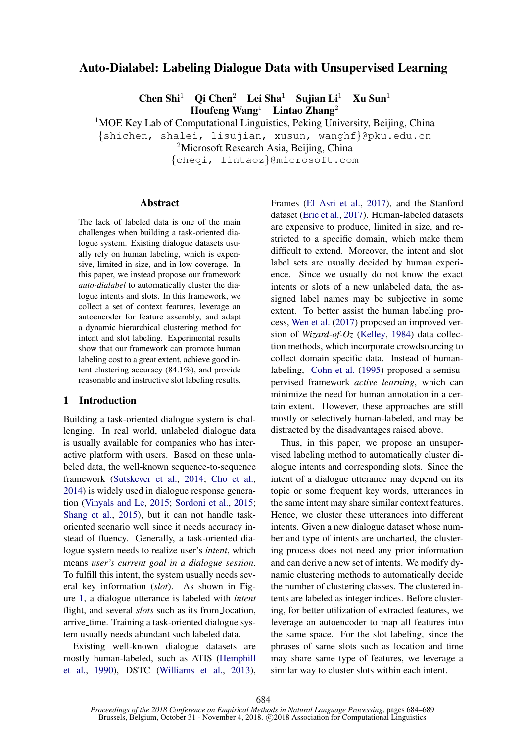# Auto-Dialabel: Labeling Dialogue Data with Unsupervised Learning

**Chen Shi**[1] **Qi Chen**[2] **Lei Sha**[1] **Sujian Li**[1] **Xu Sun**[1]
**Houfeng Wang**[1] **Lintao Zhang**[2]

[1]MOE Key Lab of Computational Linguistics, Peking University, Beijing, China
{shichen, shalei, lisujian, xusun, wanghf}@pku.edu.cn
[2]Microsoft Research Asia, Beijing, China
{cheqi, lintaoz}@microsoft.com

## Abstract

The lack of labeled data is one of the main challenges when building a task-oriented dialogue system. Existing dialogue datasets usually rely on human labeling, which is expensive, limited in size, and in low coverage. In this paper, we instead propose our framework *auto-dialabel* to automatically cluster the dialogue intents and slots. In this framework, we collect a set of context features, leverage an autoencoder for feature assembly, and adapt a dynamic hierarchical clustering method for intent and slot labeling. Experimental results show that our framework can promote human labeling cost to a great extent, achieve good intent clustering accuracy (84.1%), and provide reasonable and instructive slot labeling results.

## 1 Introduction

Building a task-oriented dialogue system is challenging. In real world, unlabeled dialogue data is usually available for companies who has interactive platform with users. Based on these unlabeled data, the well-known sequence-to-sequence framework (Sutskever et al., 2014; Cho et al., 2014) is widely used in dialogue response generation (Vinyals and Le, 2015; Sordoni et al., 2015; Shang et al., 2015), but it can not handle task-oriented scenario well since it needs accuracy instead of fluency. Generally, a task-oriented dialogue system needs to realize user's *intent*, which means *user's current goal in a dialogue session*. To fulfill this intent, the system usually needs several key information (*slot*). As shown in Figure 1, a dialogue utterance is labeled with *intent* flight, and several *slots* such as its from_location, arrive_time. Training a task-oriented dialogue system usually needs abundant such labeled data.

Existing well-known dialogue datasets are mostly human-labeled, such as ATIS (Hemphill et al., 1990), DSTC (Williams et al., 2013), Frames (El Asri et al., 2017), and the Stanford dataset (Eric et al., 2017). Human-labeled datasets are expensive to produce, limited in size, and restricted to a specific domain, which make them difficult to extend. Moreover, the intent and slot label sets are usually decided by human experience. Since we usually do not know the exact intents or slots of a new unlabeled data, the assigned label names may be subjective in some extent. To better assist the human labeling process, Wen et al. (2017) proposed an improved version of *Wizard-of-Oz* (Kelley, 1984) data collection methods, which incorporate crowdsourcing to collect domain specific data. Instead of human-labeling, Cohn et al. (1995) proposed a semisupervised framework *active learning*, which can minimize the need for human annotation in a certain extent. However, these approaches are still mostly or selectively human-labeled, and may be distracted by the disadvantages raised above.

Thus, in this paper, we propose an unsupervised labeling method to automatically cluster dialogue intents and corresponding slots. Since the intent of a dialogue utterance may depend on its topic or some frequent key words, utterances in the same intent may share similar context features. Hence, we cluster these utterances into different intents. Given a new dialogue dataset whose number and type of intents are uncharted, the clustering process does not need any prior information and can derive a new set of intents. We modify dynamic clustering methods to automatically decide the number of clustering classes. The clustered intents are labeled as integer indices. Before clustering, for better utilization of extracted features, we leverage an autoencoder to map all features into the same space. For the slot labeling, since the phrases of same slots such as location and time may share same type of features, we leverage a similar way to cluster slots within each intent.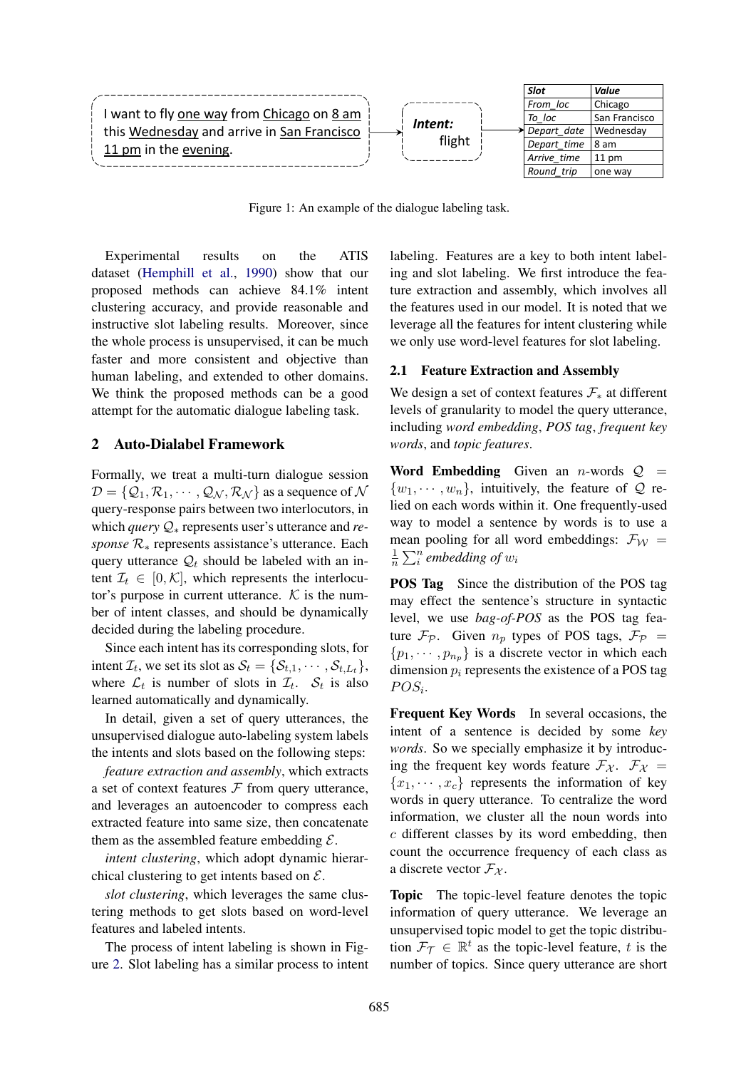| Slot | Value |
| --- | --- |
| From_loc | Chicago |
| To_loc | San Francisco |
| Depart_date | Wednesday |
| Depart_time | 8 am |
| Arrive_time | 11 pm |
| Round_trip | one way |

I want to fly one way from Chicago on 8 am this Wednesday and arrive in San Francisco 11 pm in the evening. → **Intent:** flight →

Figure 1: An example of the dialogue labeling task.

Experimental results on the ATIS dataset (Hemphill et al., 1990) show that our proposed methods can achieve 84.1% intent clustering accuracy, and provide reasonable and instructive slot labeling results. Moreover, since the whole process is unsupervised, it can be much faster and more consistent and objective than human labeling, and extended to other domains. We think the proposed methods can be a good attempt for the automatic dialogue labeling task.

## 2 Auto-Dialabel Framework

Formally, we treat a multi-turn dialogue session $\mathcal{D} = \{\mathcal{Q}_1, \mathcal{R}_1, \cdots, \mathcal{Q}_\mathcal{N}, \mathcal{R}_\mathcal{N}\}$ as a sequence of $\mathcal{N}$ query-response pairs between two interlocutors, in which *query* $\mathcal{Q}_*$ represents user's utterance and *response* $\mathcal{R}_*$ represents assistance's utterance. Each query utterance $\mathcal{Q}_t$ should be labeled with an intent $\mathcal{I}_t \in [0, \mathcal{K}]$, which represents the interlocutor's purpose in current utterance. $\mathcal{K}$ is the number of intent classes, and should be dynamically decided during the labeling procedure.

Since each intent has its corresponding slots, for intent $\mathcal{I}_t$, we set its slot as $\mathcal{S}_t = \{\mathcal{S}_{t,1}, \cdots, \mathcal{S}_{t,\mathcal{L}_t}\}$, where $\mathcal{L}_t$ is number of slots in $\mathcal{I}_t$. $\mathcal{S}_t$ is also learned automatically and dynamically.

In detail, given a set of query utterances, the unsupervised dialogue auto-labeling system labels the intents and slots based on the following steps:

*feature extraction and assembly*, which extracts a set of context features $\mathcal{F}$ from query utterance, and leverages an autoencoder to compress each extracted feature into same size, then concatenate them as the assembled feature embedding $\mathcal{E}$.

*intent clustering*, which adopt dynamic hierarchical clustering to get intents based on $\mathcal{E}$.

*slot clustering*, which leverages the same clustering methods to get slots based on word-level features and labeled intents.

The process of intent labeling is shown in Figure 2. Slot labeling has a similar process to intent labeling. Features are a key to both intent labeling and slot labeling. We first introduce the feature extraction and assembly, which involves all the features used in our model. It is noted that we leverage all the features for intent clustering while we only use word-level features for slot labeling.

### 2.1 Feature Extraction and Assembly

We design a set of context features $\mathcal{F}_*$ at different levels of granularity to model the query utterance, including *word embedding*, *POS tag*, *frequent key words*, and *topic features*.

**Word Embedding** Given an $n$-words $\mathcal{Q} = \{w_1, \cdots, w_n\}$, intuitively, the feature of $\mathcal{Q}$ relied on each words within it. One frequently-used way to model a sentence by words is to use a mean pooling for all word embeddings: $\mathcal{F}_\mathcal{W} = \frac{1}{n}\sum_i^n \textit{embedding of } w_i$

**POS Tag** Since the distribution of the POS tag may effect the sentence's structure in syntactic level, we use *bag-of-POS* as the POS tag feature $\mathcal{F}_\mathcal{P}$. Given $n_p$ types of POS tags, $\mathcal{F}_\mathcal{P} = \{p_1, \cdots, p_{n_p}\}$ is a discrete vector in which each dimension $p_i$ represents the existence of a POS tag $POS_i$.

**Frequent Key Words** In several occasions, the intent of a sentence is decided by some *key words*. So we specially emphasize it by introducing the frequent key words feature $\mathcal{F}_\mathcal{X}$. $\mathcal{F}_\mathcal{X} = \{x_1, \cdots, x_c\}$ represents the information of key words in query utterance. To centralize the word information, we cluster all the noun words into $c$ different classes by its word embedding, then count the occurrence frequency of each class as a discrete vector $\mathcal{F}_\mathcal{X}$.

**Topic** The topic-level feature denotes the topic information of query utterance. We leverage an unsupervised topic model to get the topic distribution $\mathcal{F}_\mathcal{T} \in \mathbb{R}^t$ as the topic-level feature, $t$ is the number of topics. Since query utterance are short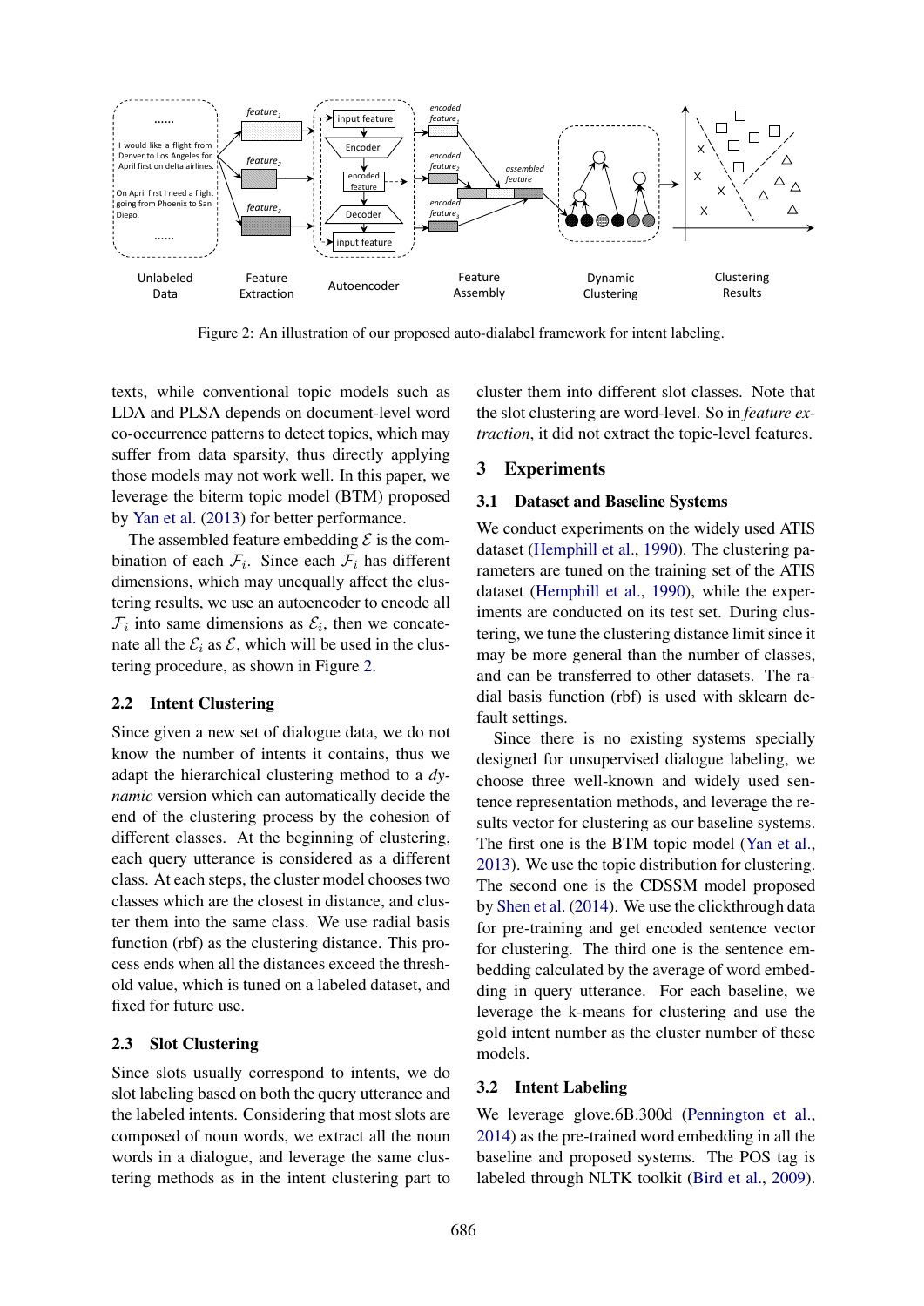Figure 2: An illustration of our proposed auto-dialabel framework for intent labeling.

texts, while conventional topic models such as LDA and PLSA depends on document-level word co-occurrence patterns to detect topics, which may suffer from data sparsity, thus directly applying those models may not work well. In this paper, we leverage the biterm topic model (BTM) proposed by Yan et al. (2013) for better performance.

The assembled feature embedding $\mathcal{E}$ is the combination of each $\mathcal{F}_i$. Since each $\mathcal{F}_i$ has different dimensions, which may unequally affect the clustering results, we use an autoencoder to encode all $\mathcal{F}_i$ into same dimensions as $\mathcal{E}_i$, then we concatenate all the $\mathcal{E}_i$ as $\mathcal{E}$, which will be used in the clustering procedure, as shown in Figure 2.

### 2.2 Intent Clustering

Since given a new set of dialogue data, we do not know the number of intents it contains, thus we adapt the hierarchical clustering method to a *dynamic* version which can automatically decide the end of the clustering process by the cohesion of different classes. At the beginning of clustering, each query utterance is considered as a different class. At each steps, the cluster model chooses two classes which are the closest in distance, and cluster them into the same class. We use radial basis function (rbf) as the clustering distance. This process ends when all the distances exceed the threshold value, which is tuned on a labeled dataset, and fixed for future use.

### 2.3 Slot Clustering

Since slots usually correspond to intents, we do slot labeling based on both the query utterance and the labeled intents. Considering that most slots are composed of noun words, we extract all the noun words in a dialogue, and leverage the same clustering methods as in the intent clustering part to cluster them into different slot classes. Note that the slot clustering are word-level. So in *feature extraction*, it did not extract the topic-level features.

## 3 Experiments

### 3.1 Dataset and Baseline Systems

We conduct experiments on the widely used ATIS dataset (Hemphill et al., 1990). The clustering parameters are tuned on the training set of the ATIS dataset (Hemphill et al., 1990), while the experiments are conducted on its test set. During clustering, we tune the clustering distance limit since it may be more general than the number of classes, and can be transferred to other datasets. The radial basis function (rbf) is used with sklearn default settings.

Since there is no existing systems specially designed for unsupervised dialogue labeling, we choose three well-known and widely used sentence representation methods, and leverage the results vector for clustering as our baseline systems. The first one is the BTM topic model (Yan et al., 2013). We use the topic distribution for clustering. The second one is the CDSSM model proposed by Shen et al. (2014). We use the clickthrough data for pre-training and get encoded sentence vector for clustering. The third one is the sentence embedding calculated by the average of word embedding in query utterance. For each baseline, we leverage the k-means for clustering and use the gold intent number as the cluster number of these models.

### 3.2 Intent Labeling

We leverage glove.6B.300d (Pennington et al., 2014) as the pre-trained word embedding in all the baseline and proposed systems. The POS tag is labeled through NLTK toolkit (Bird et al., 2009).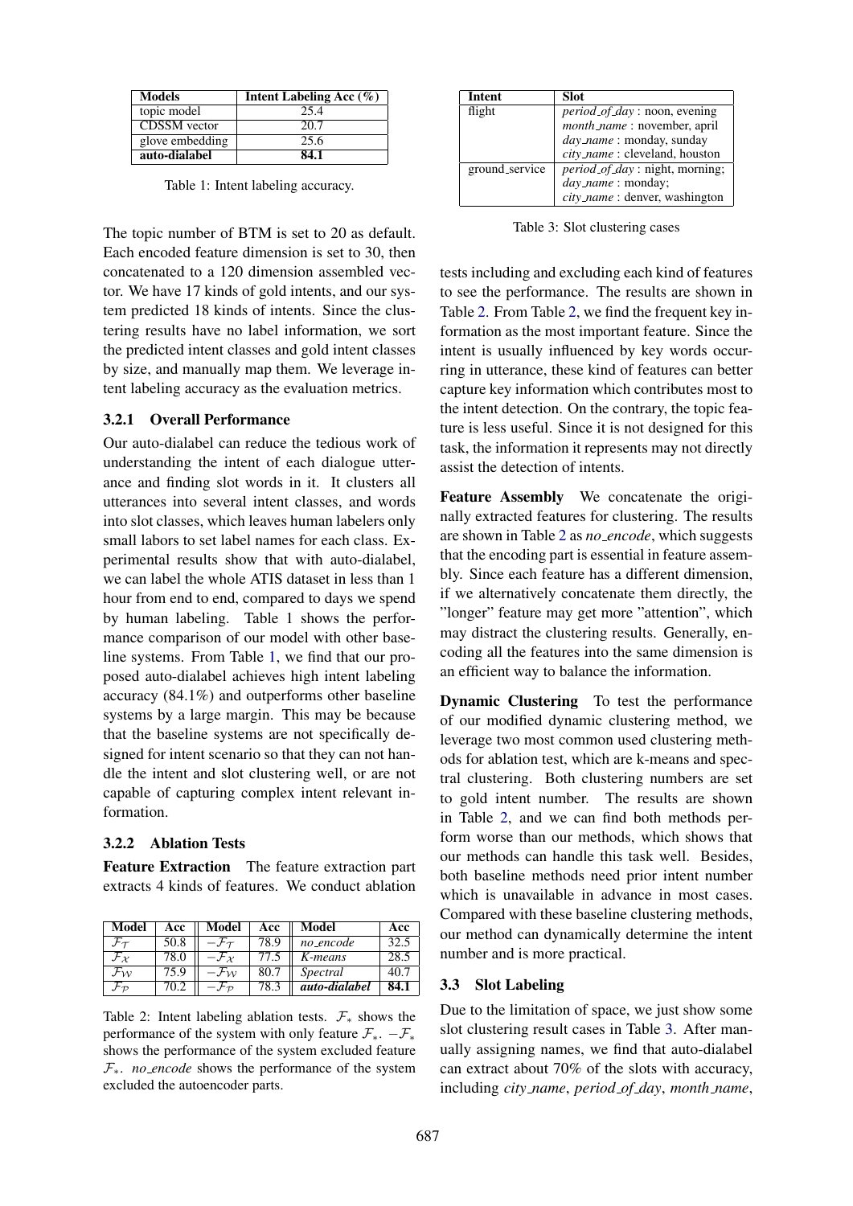| Models | Intent Labeling Acc (%) |
|---|---|
| topic model | 25.4 |
| CDSSM vector | 20.7 |
| glove embedding | 25.6 |
| **auto-dialabel** | **84.1** |

Table 1: Intent labeling accuracy.

The topic number of BTM is set to 20 as default. Each encoded feature dimension is set to 30, then concatenated to a 120 dimension assembled vector. We have 17 kinds of gold intents, and our system predicted 18 kinds of intents. Since the clustering results have no label information, we sort the predicted intent classes and gold intent classes by size, and manually map them. We leverage intent labeling accuracy as the evaluation metrics.

### 3.2.1 Overall Performance

Our auto-dialabel can reduce the tedious work of understanding the intent of each dialogue utterance and finding slot words in it. It clusters all utterances into several intent classes, and words into slot classes, which leaves human labelers only small labors to set label names for each class. Experimental results show that with auto-dialabel, we can label the whole ATIS dataset in less than 1 hour from end to end, compared to days we spend by human labeling. Table 1 shows the performance comparison of our model with other baseline systems. From Table 1, we find that our proposed auto-dialabel achieves high intent labeling accuracy (84.1%) and outperforms other baseline systems by a large margin. This may be because that the baseline systems are not specifically designed for intent scenario so that they can not handle the intent and slot clustering well, or are not capable of capturing complex intent relevant information.

### 3.2.2 Ablation Tests

**Feature Extraction** The feature extraction part extracts 4 kinds of features. We conduct ablation tests including and excluding each kind of features to see the performance. The results are shown in Table 2. From Table 2, we find the frequent key information as the most important feature. Since the intent is usually influenced by key words occurring in utterance, these kind of features can better capture key information which contributes most to the intent detection. On the contrary, the topic feature is less useful. Since it is not designed for this task, the information it represents may not directly assist the detection of intents.

| Model | Acc | Model | Acc | Model | Acc |
|---|---|---|---|---|---|
| $\mathcal{F}_{\mathcal{T}}$ | 50.8 | $-\mathcal{F}_{\mathcal{T}}$ | 78.9 | *no_encode* | 32.5 |
| $\mathcal{F}_{\mathcal{X}}$ | 78.0 | $-\mathcal{F}_{\mathcal{X}}$ | 77.5 | *K-means* | 28.5 |
| $\mathcal{F}_{\mathcal{W}}$ | 75.9 | $-\mathcal{F}_{\mathcal{W}}$ | 80.7 | *Spectral* | 40.7 |
| $\mathcal{F}_{\mathcal{P}}$ | 70.2 | $-\mathcal{F}_{\mathcal{P}}$ | 78.3 | ***auto-dialabel*** | **84.1** |

Table 2: Intent labeling ablation tests. $\mathcal{F}_*$ shows the performance of the system with only feature $\mathcal{F}_*$. $-\mathcal{F}_*$ shows the performance of the system excluded feature $\mathcal{F}_*$. *no_encode* shows the performance of the system excluded the autoencoder parts.

**Feature Assembly** We concatenate the originally extracted features for clustering. The results are shown in Table 2 as *no_encode*, which suggests that the encoding part is essential in feature assembly. Since each feature has a different dimension, if we alternatively concatenate them directly, the "longer" feature may get more "attention", which may distract the clustering results. Generally, encoding all the features into the same dimension is an efficient way to balance the information.

**Dynamic Clustering** To test the performance of our modified dynamic clustering method, we leverage two most common used clustering methods for ablation test, which are k-means and spectral clustering. Both clustering numbers are set to gold intent number. The results are shown in Table 2, and we can find both methods perform worse than our methods, which shows that our methods can handle this task well. Besides, both baseline methods need prior intent number which is unavailable in advance in most cases. Compared with these baseline clustering methods, our method can dynamically determine the intent number and is more practical.

| Intent | Slot |
|---|---|
| flight | *period_of_day* : noon, evening<br>*month_name* : november, april<br>*day_name* : monday, sunday<br>*city_name* : cleveland, houston |
| ground_service | *period_of_day* : night, morning;<br>*day_name* : monday;<br>*city_name* : denver, washington |

Table 3: Slot clustering cases

## 3.3 Slot Labeling

Due to the limitation of space, we just show some slot clustering result cases in Table 3. After manually assigning names, we find that auto-dialabel can extract about 70% of the slots with accuracy, including *city_name*, *period_of_day*, *month_name*,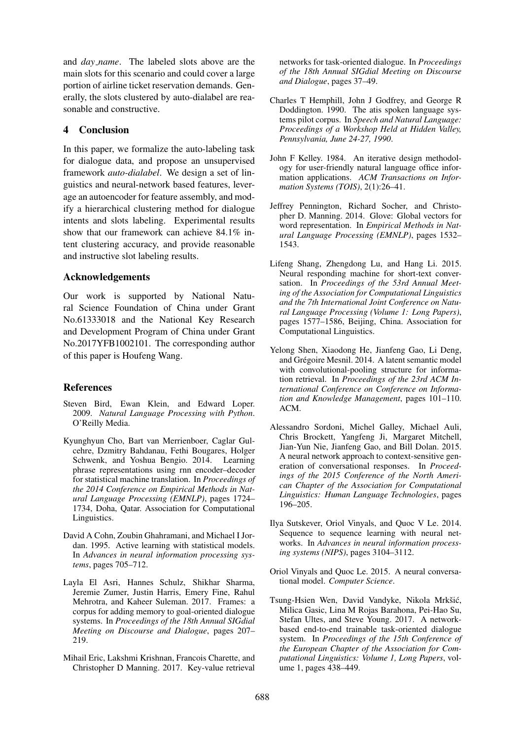and *day_name*. The labeled slots above are the main slots for this scenario and could cover a large portion of airline ticket reservation demands. Generally, the slots clustered by auto-dialabel are reasonable and constructive.

## 4 Conclusion

In this paper, we formalize the auto-labeling task for dialogue data, and propose an unsupervised framework *auto-dialabel*. We design a set of linguistics and neural-network based features, leverage an autoencoder for feature assembly, and modify a hierarchical clustering method for dialogue intents and slots labeling. Experimental results show that our framework can achieve 84.1% intent clustering accuracy, and provide reasonable and instructive slot labeling results.

### Acknowledgements

Our work is supported by National Natural Science Foundation of China under Grant No.61333018 and the National Key Research and Development Program of China under Grant No.2017YFB1002101. The corresponding author of this paper is Houfeng Wang.

### References

Steven Bird, Ewan Klein, and Edward Loper. 2009. *Natural Language Processing with Python*. O'Reilly Media.

Kyunghyun Cho, Bart van Merrienboer, Caglar Gulcehre, Dzmitry Bahdanau, Fethi Bougares, Holger Schwenk, and Yoshua Bengio. 2014. Learning phrase representations using rnn encoder–decoder for statistical machine translation. In *Proceedings of the 2014 Conference on Empirical Methods in Natural Language Processing (EMNLP)*, pages 1724–1734, Doha, Qatar. Association for Computational Linguistics.

David A Cohn, Zoubin Ghahramani, and Michael I Jordan. 1995. Active learning with statistical models. In *Advances in neural information processing systems*, pages 705–712.

Layla El Asri, Hannes Schulz, Shikhar Sharma, Jeremie Zumer, Justin Harris, Emery Fine, Rahul Mehrotra, and Kaheer Suleman. 2017. Frames: a corpus for adding memory to goal-oriented dialogue systems. In *Proceedings of the 18th Annual SIGdial Meeting on Discourse and Dialogue*, pages 207–219.

Mihail Eric, Lakshmi Krishnan, Francois Charette, and Christopher D Manning. 2017. Key-value retrieval networks for task-oriented dialogue. In *Proceedings of the 18th Annual SIGdial Meeting on Discourse and Dialogue*, pages 37–49.

Charles T Hemphill, John J Godfrey, and George R Doddington. 1990. The atis spoken language systems pilot corpus. In *Speech and Natural Language: Proceedings of a Workshop Held at Hidden Valley, Pennsylvania, June 24-27, 1990*.

John F Kelley. 1984. An iterative design methodology for user-friendly natural language office information applications. *ACM Transactions on Information Systems (TOIS)*, 2(1):26–41.

Jeffrey Pennington, Richard Socher, and Christopher D. Manning. 2014. Glove: Global vectors for word representation. In *Empirical Methods in Natural Language Processing (EMNLP)*, pages 1532–1543.

Lifeng Shang, Zhengdong Lu, and Hang Li. 2015. Neural responding machine for short-text conversation. In *Proceedings of the 53rd Annual Meeting of the Association for Computational Linguistics and the 7th International Joint Conference on Natural Language Processing (Volume 1: Long Papers)*, pages 1577–1586, Beijing, China. Association for Computational Linguistics.

Yelong Shen, Xiaodong He, Jianfeng Gao, Li Deng, and Grégoire Mesnil. 2014. A latent semantic model with convolutional-pooling structure for information retrieval. In *Proceedings of the 23rd ACM International Conference on Conference on Information and Knowledge Management*, pages 101–110. ACM.

Alessandro Sordoni, Michel Galley, Michael Auli, Chris Brockett, Yangfeng Ji, Margaret Mitchell, Jian-Yun Nie, Jianfeng Gao, and Bill Dolan. 2015. A neural network approach to context-sensitive generation of conversational responses. In *Proceedings of the 2015 Conference of the North American Chapter of the Association for Computational Linguistics: Human Language Technologies*, pages 196–205.

Ilya Sutskever, Oriol Vinyals, and Quoc V Le. 2014. Sequence to sequence learning with neural networks. In *Advances in neural information processing systems (NIPS)*, pages 3104–3112.

Oriol Vinyals and Quoc Le. 2015. A neural conversational model. *Computer Science*.

Tsung-Hsien Wen, David Vandyke, Nikola Mrkšić, Milica Gasic, Lina M Rojas Barahona, Pei-Hao Su, Stefan Ultes, and Steve Young. 2017. A network-based end-to-end trainable task-oriented dialogue system. In *Proceedings of the 15th Conference of the European Chapter of the Association for Computational Linguistics: Volume 1, Long Papers*, volume 1, pages 438–449.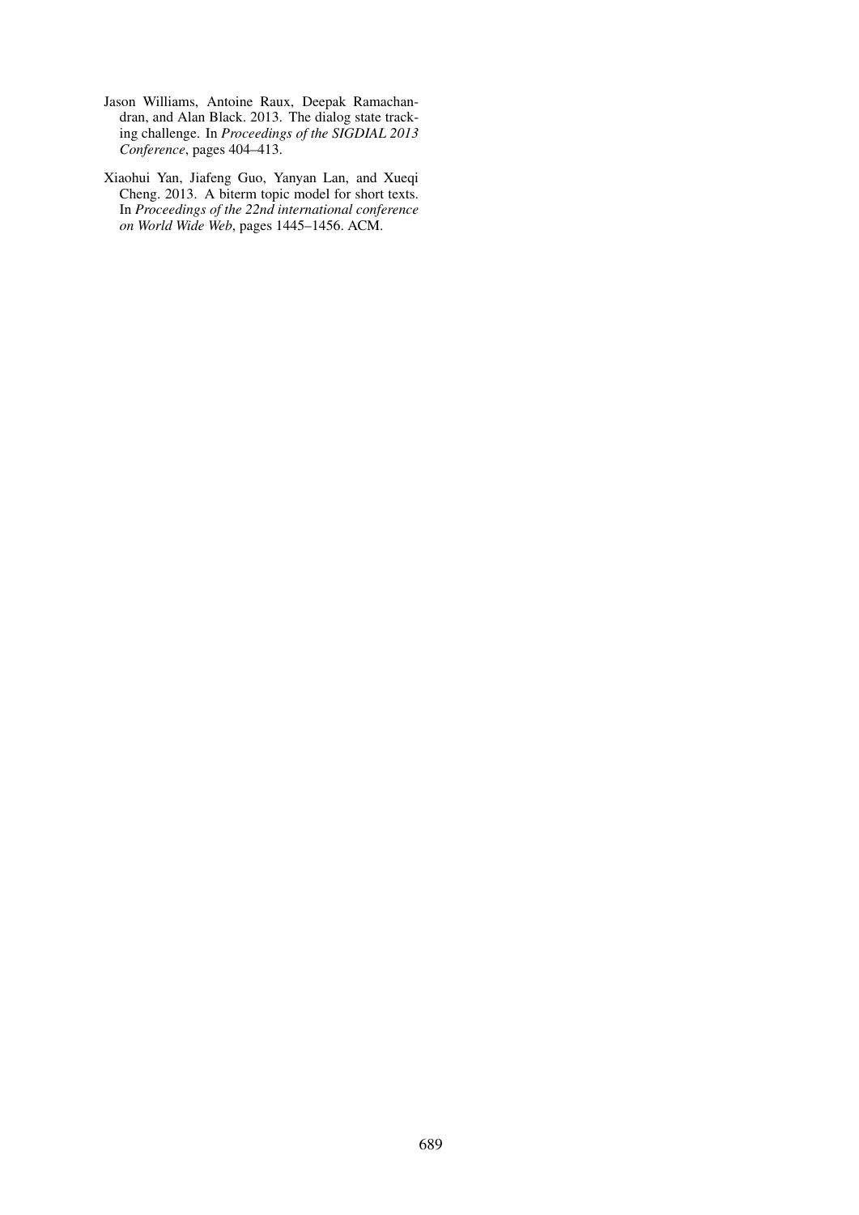Jason Williams, Antoine Raux, Deepak Ramachandran, and Alan Black. 2013. The dialog state tracking challenge. In *Proceedings of the SIGDIAL 2013 Conference*, pages 404–413.

Xiaohui Yan, Jiafeng Guo, Yanyan Lan, and Xueqi Cheng. 2013. A biterm topic model for short texts. In *Proceedings of the 22nd international conference on World Wide Web*, pages 1445–1456. ACM.